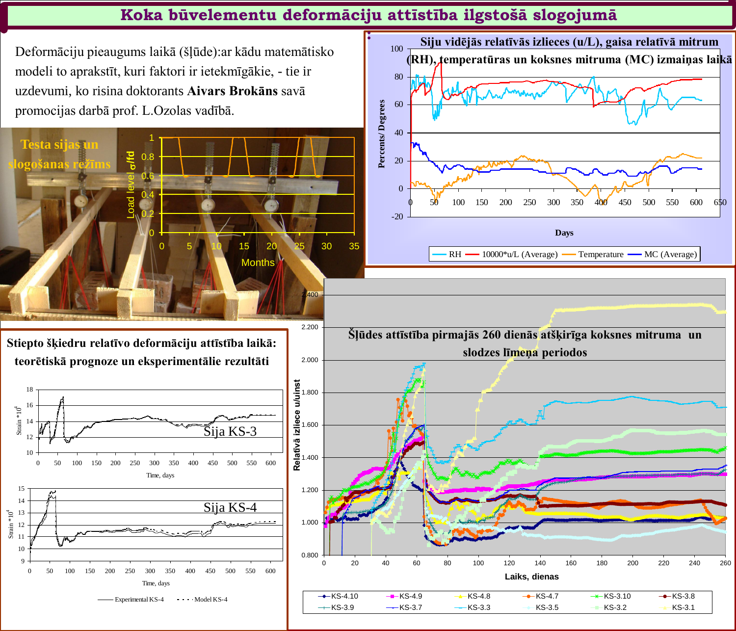# Koka būvelementu deformāciju attīstība ilgstošā slogojumā

Deformāciju pieaugums laikā (šļūde):ar kādu matemātisko modeli to aprakstīt, kuri faktori ir ietekmīgākie, - tie ir uzdevumi, ko risina doktorants **Aivars Brokāns** savā promocijas darbā prof. L.Ozolas vadībā.

**Testa sijas un slogošanas režīms**

**Siju vidējās relatīvās izlieces (u/L), gaisa relatīvā mitrum (RH), temperatūras un koksnes mitruma (MC) izmaiņas laikā**

**Stiepto šķiedru relatīvo deformāciju attīstība laikā: teorētiskā prognoze un eksperimentālie rezultāti**

Sija KS-3

Sija KS-4

**Šļūdes attīstība pirmajās 260 dienās atšķirīga koksnes mitruma un slodzes līmeņa periodos**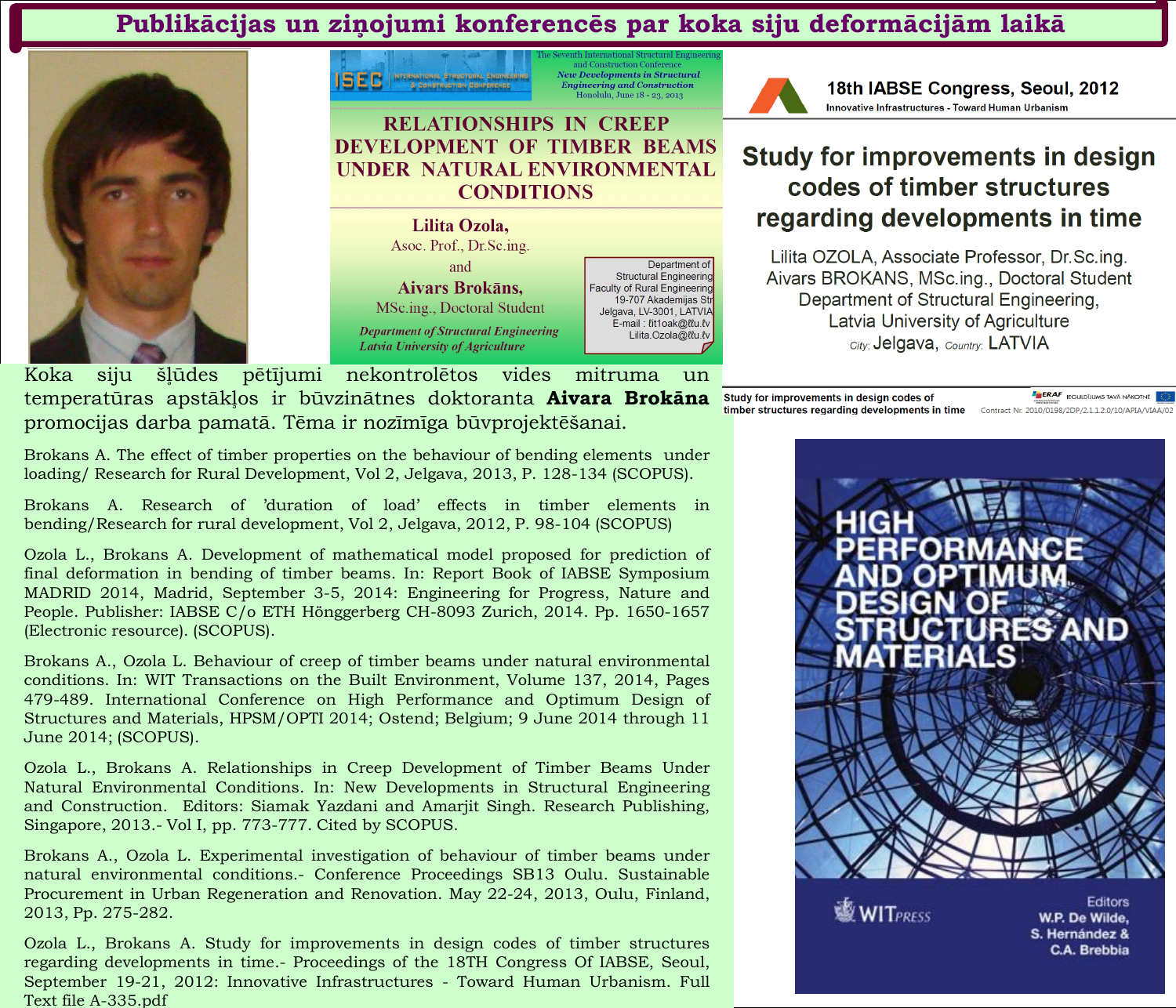# Publikācijas un ziņojumi konferencēs par koka siju deformācijām laikā

The Seventh International Structural Engineering and Construction Conference
*New Developments in Structural Engineering and Construction*
Honolulu, June 18 - 23, 2013

## RELATIONSHIPS IN CREEP DEVELOPMENT OF TIMBER BEAMS UNDER NATURAL ENVIRONMENTAL CONDITIONS

**Lilita Ozola,**
Asoc. Prof., Dr.Sc.ing.
and
**Aivars Brokāns,**
MSc.ing., Doctoral Student

*Department of Structural Engineering*
*Latvia University of Agriculture*

Department of Structural Engineering
Faculty of Rural Engineering
19-707 Akademijas Str
Jelgava, LV-3001, LATVIA
E-mail : lit1oak@llu.lv
Lilita.Ozola@llu.lv

18th IABSE Congress, Seoul, 2012
Innovative Infrastructures - Toward Human Urbanism

## Study for improvements in design codes of timber structures regarding developments in time

Lilita OZOLA, Associate Professor, Dr.Sc.ing.
Aivars BROKANS, MSc.ing., Doctoral Student
Department of Structural Engineering,
Latvia University of Agriculture
City: Jelgava, Country: LATVIA

Study for improvements in design codes of timber structures regarding developments in time
Contract Nr. 2010/0198/2DP/2.1.1.2.0/10/APIA/VIAA/02

HIGH PERFORMANCE AND OPTIMUM DESIGN OF STRUCTURES AND MATERIALS
WIT PRESS
Editors W.P. De Wilde, S. Hernández & C.A. Brebbia

Koka siju šļūdes pētījumi nekontrolētos vides mitruma un temperatūras apstākļos ir būvzinātnes doktoranta **Aivara Brokāna** promocijas darba pamatā. Tēma ir nozīmīga būvprojektēšanai.

Brokans A. The effect of timber properties on the behaviour of bending elements under loading/ Research for Rural Development, Vol 2, Jelgava, 2013, P. 128-134 (SCOPUS).

Brokans A. Research of 'duration of load' effects in timber elements in bending/Research for rural development, Vol 2, Jelgava, 2012, P. 98-104 (SCOPUS)

Ozola L., Brokans A. Development of mathematical model proposed for prediction of final deformation in bending of timber beams. In: Report Book of IABSE Symposium MADRID 2014, Madrid, September 3-5, 2014: Engineering for Progress, Nature and People. Publisher: IABSE C/o ETH Hönggerberg CH-8093 Zurich, 2014. Pp. 1650-1657 (Electronic resource). (SCOPUS).

Brokans A., Ozola L. Behaviour of creep of timber beams under natural environmental conditions. In: WIT Transactions on the Built Environment, Volume 137, 2014, Pages 479-489. International Conference on High Performance and Optimum Design of Structures and Materials, HPSM/OPTI 2014; Ostend; Belgium; 9 June 2014 through 11 June 2014; (SCOPUS).

Ozola L., Brokans A. Relationships in Creep Development of Timber Beams Under Natural Environmental Conditions. In: New Developments in Structural Engineering and Construction. Editors: Siamak Yazdani and Amarjit Singh. Research Publishing, Singapore, 2013.- Vol I, pp. 773-777. Cited by SCOPUS.

Brokans A., Ozola L. Experimental investigation of behaviour of timber beams under natural environmental conditions.- Conference Proceedings SB13 Oulu. Sustainable Procurement in Urban Regeneration and Renovation. May 22-24, 2013, Oulu, Finland, 2013, Pp. 275-282.

Ozola L., Brokans A. Study for improvements in design codes of timber structures regarding developments in time.- Proceedings of the 18TH Congress Of IABSE, Seoul, September 19-21, 2012: Innovative Infrastructures - Toward Human Urbanism. Full Text file A-335.pdf